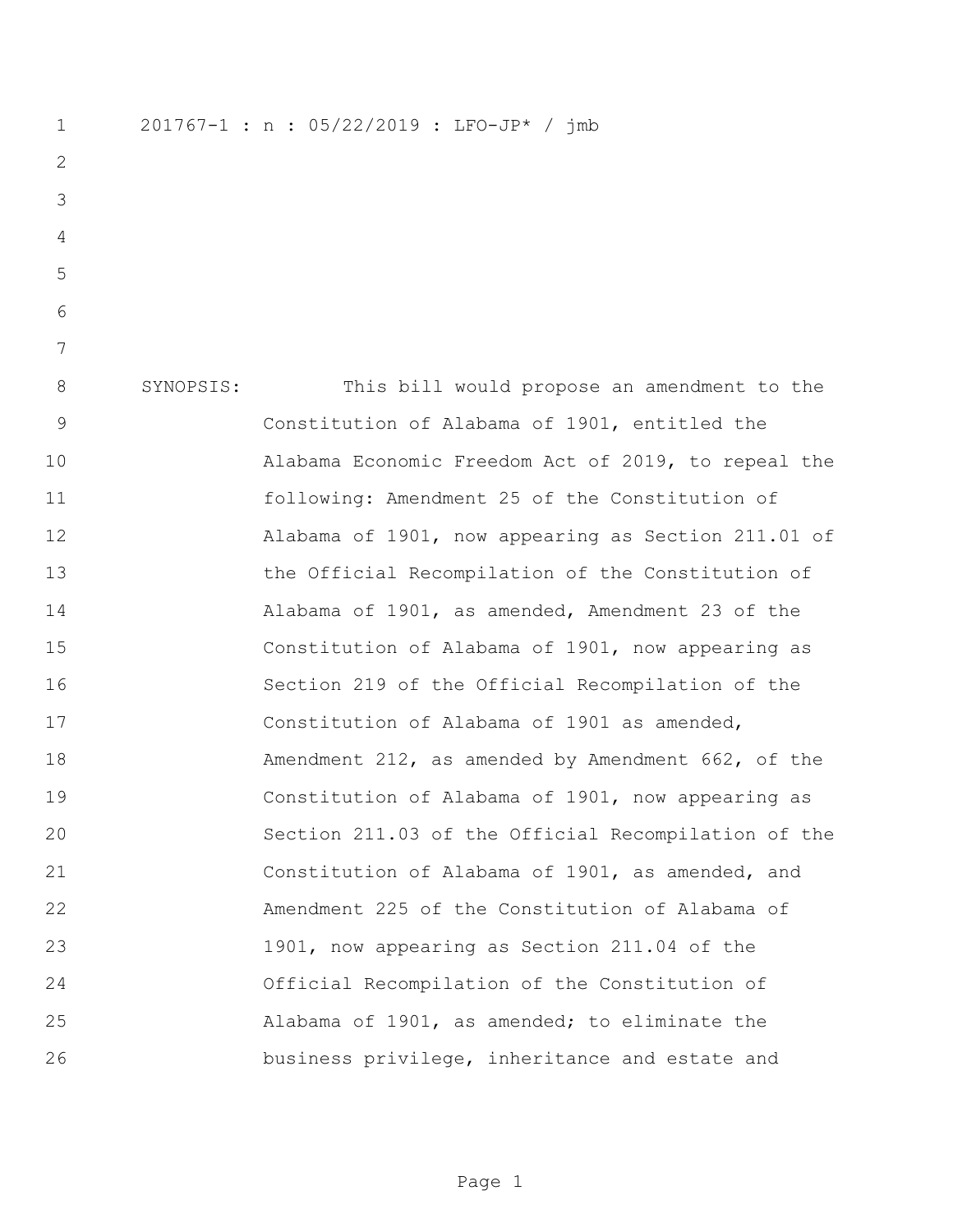201767-1 : n : 05/22/2019 : LFO-JP* / jmb

SYNOPSIS: This bill would propose an amendment to the Constitution of Alabama of 1901, entitled the Alabama Economic Freedom Act of 2019, to repeal the following: Amendment 25 of the Constitution of Alabama of 1901, now appearing as Section 211.01 of the Official Recompilation of the Constitution of Alabama of 1901, as amended, Amendment 23 of the Constitution of Alabama of 1901, now appearing as Section 219 of the Official Recompilation of the Constitution of Alabama of 1901 as amended, Amendment 212, as amended by Amendment 662, of the Constitution of Alabama of 1901, now appearing as Section 211.03 of the Official Recompilation of the Constitution of Alabama of 1901, as amended, and Amendment 225 of the Constitution of Alabama of 1901, now appearing as Section 211.04 of the Official Recompilation of the Constitution of Alabama of 1901, as amended; to eliminate the business privilege, inheritance and estate and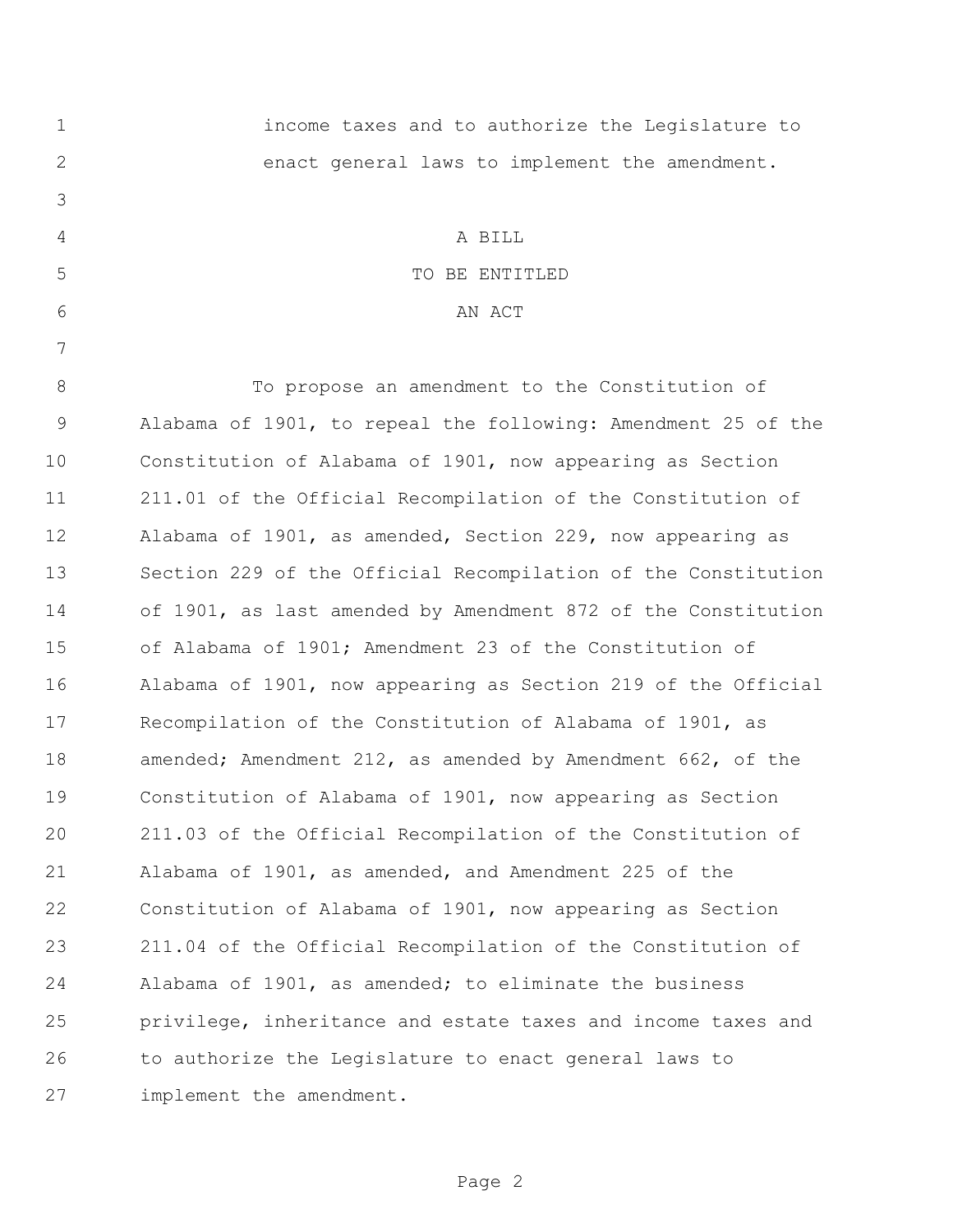income taxes and to authorize the Legislature to enact general laws to implement the amendment.

A BILL

TO BE ENTITLED

AN ACT

To propose an amendment to the Constitution of Alabama of 1901, to repeal the following: Amendment 25 of the Constitution of Alabama of 1901, now appearing as Section 211.01 of the Official Recompilation of the Constitution of Alabama of 1901, as amended, Section 229, now appearing as Section 229 of the Official Recompilation of the Constitution of 1901, as last amended by Amendment 872 of the Constitution of Alabama of 1901; Amendment 23 of the Constitution of Alabama of 1901, now appearing as Section 219 of the Official Recompilation of the Constitution of Alabama of 1901, as amended; Amendment 212, as amended by Amendment 662, of the Constitution of Alabama of 1901, now appearing as Section 211.03 of the Official Recompilation of the Constitution of Alabama of 1901, as amended, and Amendment 225 of the Constitution of Alabama of 1901, now appearing as Section 211.04 of the Official Recompilation of the Constitution of Alabama of 1901, as amended; to eliminate the business privilege, inheritance and estate taxes and income taxes and to authorize the Legislature to enact general laws to implement the amendment.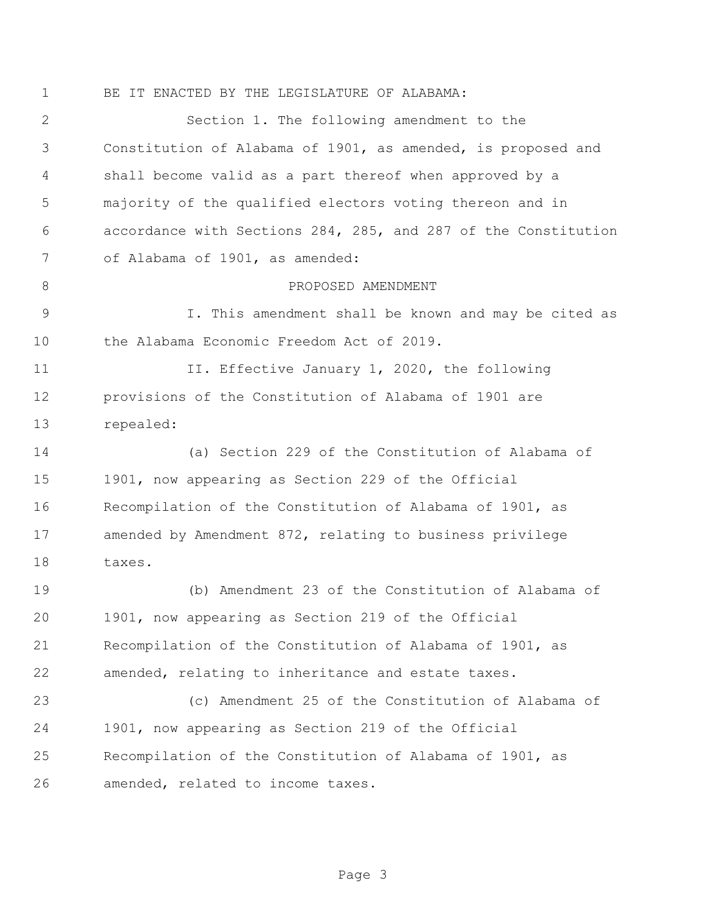BE IT ENACTED BY THE LEGISLATURE OF ALABAMA:

Section 1. The following amendment to the Constitution of Alabama of 1901, as amended, is proposed and shall become valid as a part thereof when approved by a majority of the qualified electors voting thereon and in accordance with Sections 284, 285, and 287 of the Constitution of Alabama of 1901, as amended:

PROPOSED AMENDMENT

I. This amendment shall be known and may be cited as the Alabama Economic Freedom Act of 2019.

II. Effective January 1, 2020, the following provisions of the Constitution of Alabama of 1901 are repealed:

(a) Section 229 of the Constitution of Alabama of 1901, now appearing as Section 229 of the Official Recompilation of the Constitution of Alabama of 1901, as amended by Amendment 872, relating to business privilege taxes.

(b) Amendment 23 of the Constitution of Alabama of 1901, now appearing as Section 219 of the Official Recompilation of the Constitution of Alabama of 1901, as amended, relating to inheritance and estate taxes.

(c) Amendment 25 of the Constitution of Alabama of 1901, now appearing as Section 219 of the Official Recompilation of the Constitution of Alabama of 1901, as amended, related to income taxes.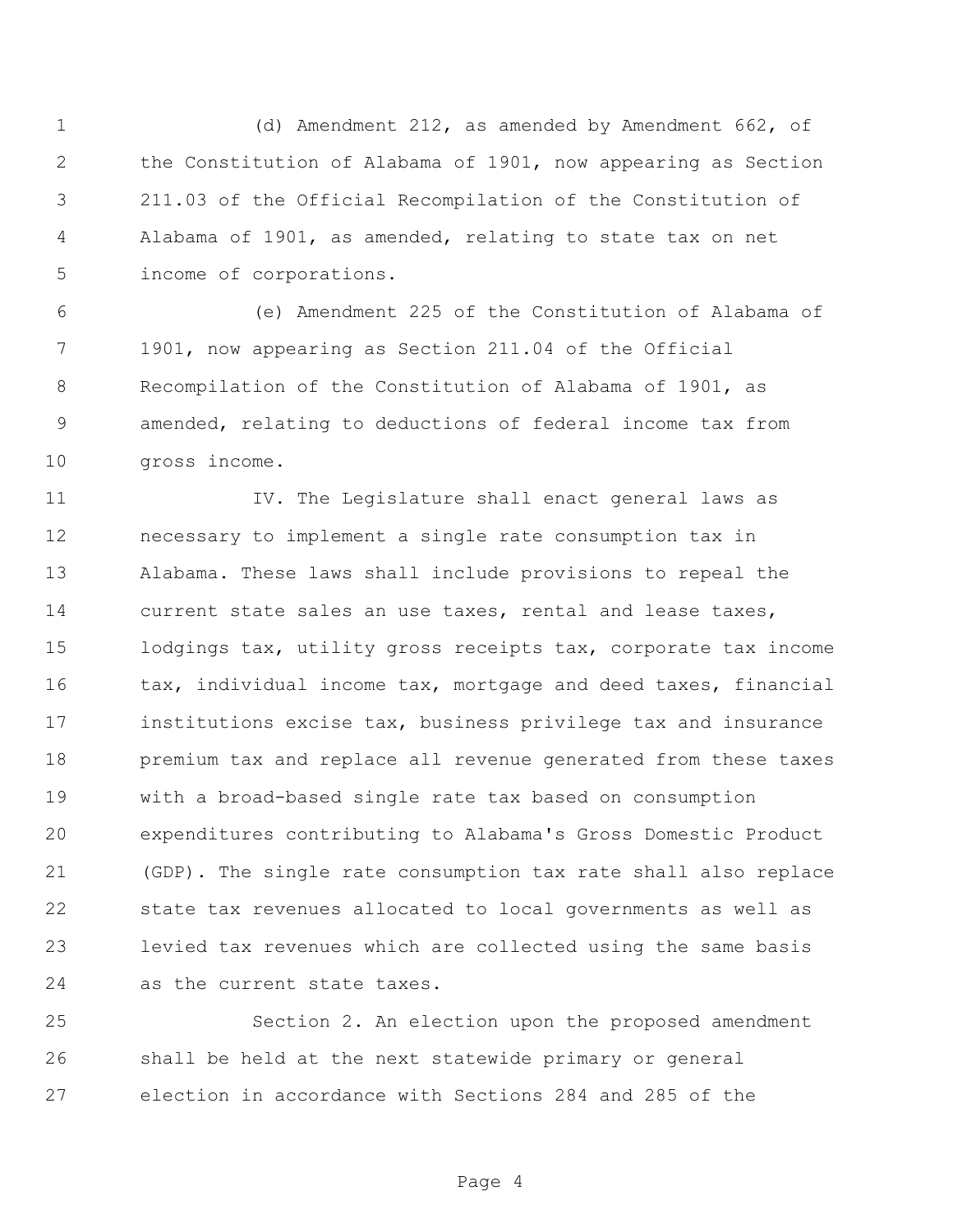(d) Amendment 212, as amended by Amendment 662, of the Constitution of Alabama of 1901, now appearing as Section 211.03 of the Official Recompilation of the Constitution of Alabama of 1901, as amended, relating to state tax on net income of corporations.

(e) Amendment 225 of the Constitution of Alabama of 1901, now appearing as Section 211.04 of the Official Recompilation of the Constitution of Alabama of 1901, as amended, relating to deductions of federal income tax from gross income.

IV. The Legislature shall enact general laws as necessary to implement a single rate consumption tax in Alabama. These laws shall include provisions to repeal the current state sales an use taxes, rental and lease taxes, lodgings tax, utility gross receipts tax, corporate tax income tax, individual income tax, mortgage and deed taxes, financial institutions excise tax, business privilege tax and insurance premium tax and replace all revenue generated from these taxes with a broad-based single rate tax based on consumption expenditures contributing to Alabama's Gross Domestic Product (GDP). The single rate consumption tax rate shall also replace state tax revenues allocated to local governments as well as levied tax revenues which are collected using the same basis as the current state taxes.

Section 2. An election upon the proposed amendment shall be held at the next statewide primary or general election in accordance with Sections 284 and 285 of the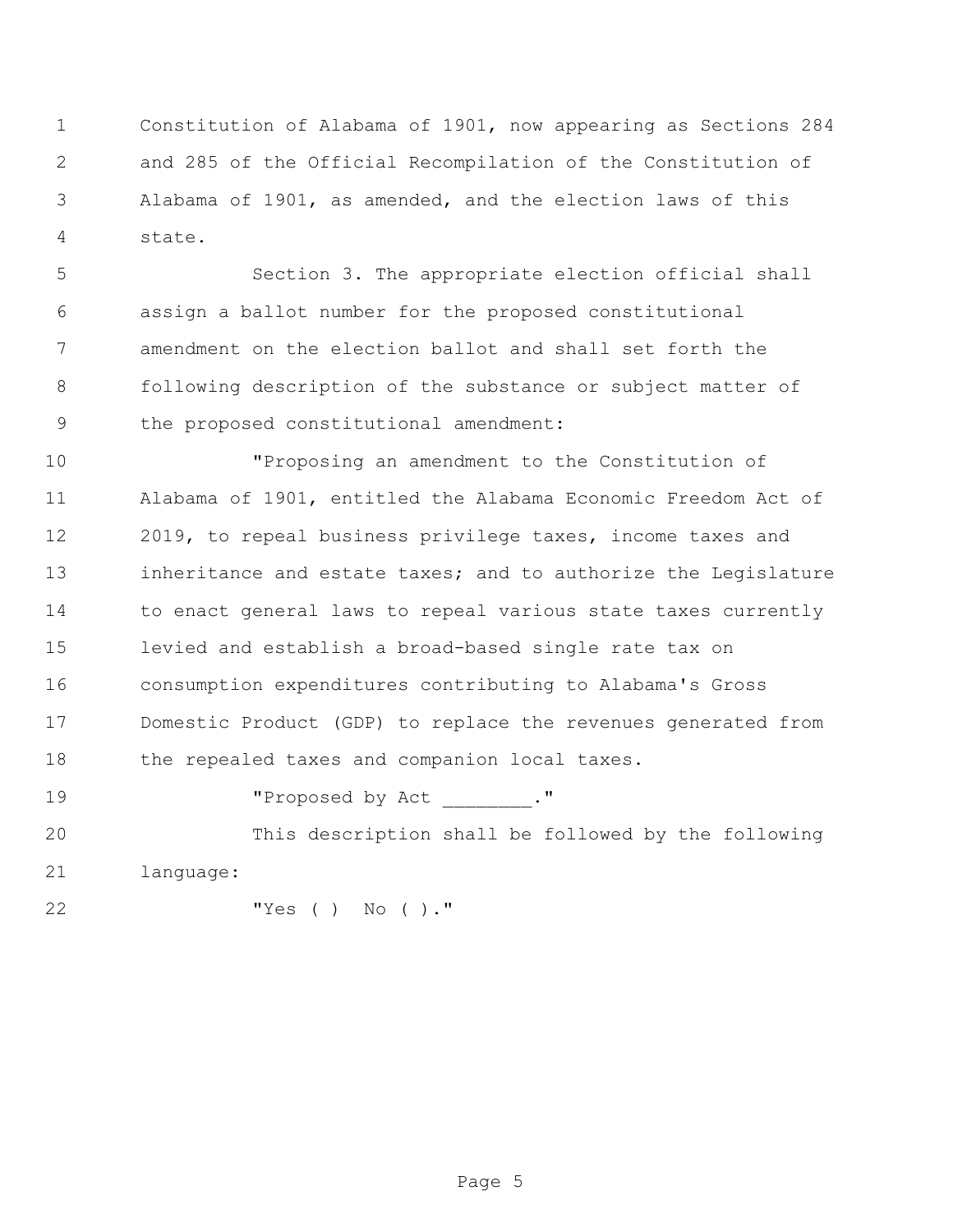Constitution of Alabama of 1901, now appearing as Sections 284 and 285 of the Official Recompilation of the Constitution of Alabama of 1901, as amended, and the election laws of this state.

Section 3. The appropriate election official shall assign a ballot number for the proposed constitutional amendment on the election ballot and shall set forth the following description of the substance or subject matter of the proposed constitutional amendment:

"Proposing an amendment to the Constitution of Alabama of 1901, entitled the Alabama Economic Freedom Act of 2019, to repeal business privilege taxes, income taxes and inheritance and estate taxes; and to authorize the Legislature to enact general laws to repeal various state taxes currently levied and establish a broad-based single rate tax on consumption expenditures contributing to Alabama's Gross Domestic Product (GDP) to replace the revenues generated from the repealed taxes and companion local taxes.

"Proposed by Act ________."

This description shall be followed by the following language:

"Yes ( ) No ( )."